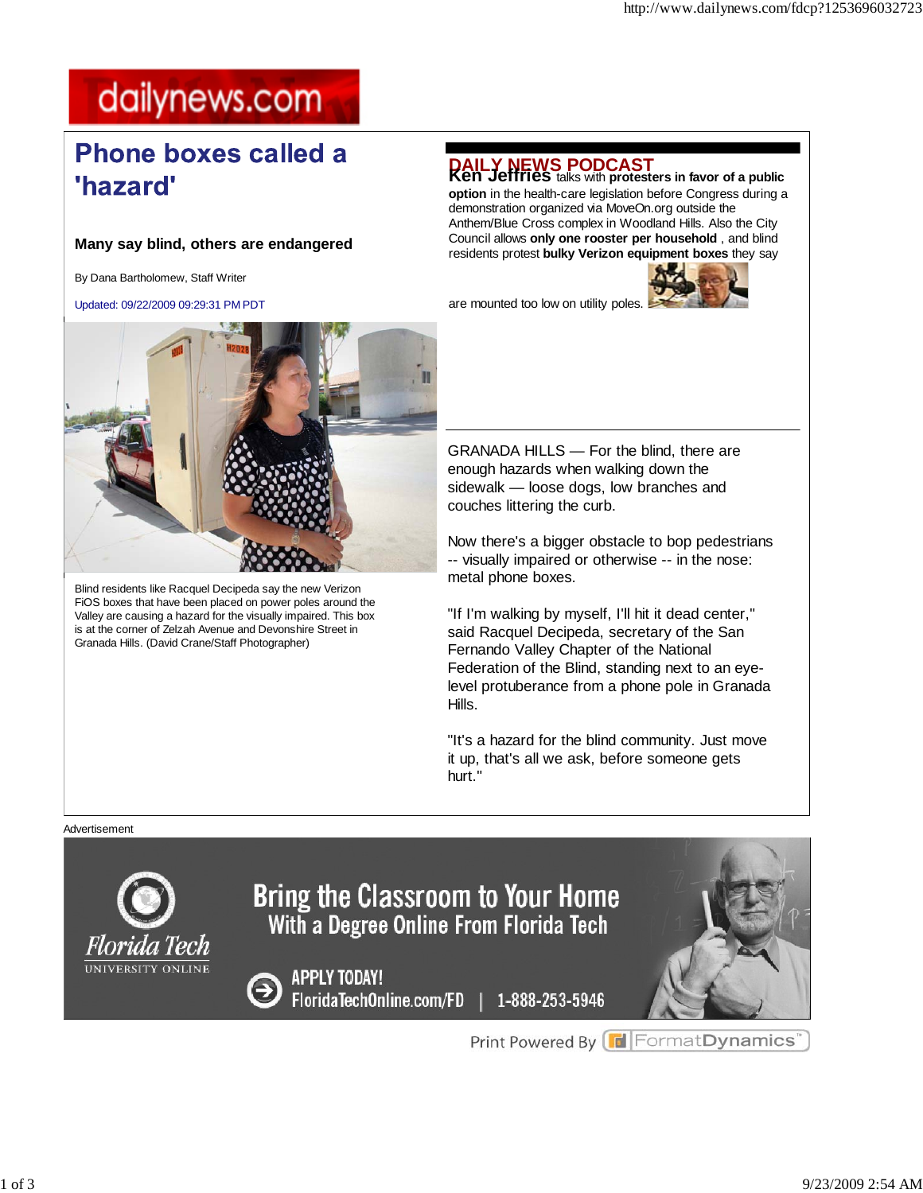# Phone boxes called a 'hazard'

**Many say blind, others are endangered**

By Dana Bartholomew, Staff Writer

Updated: 09/22/2009 09:29:31 PM PDT

Blind residents like Racquel Decipeda say the new Verizon FiOS boxes that have been placed on power poles around the Valley are causing a hazard for the visually impaired. This box is at the corner of Zelzah Avenue and Devonshire Street in Granada Hills. (David Crane/Staff Photographer)

## DAILY NEWS PODCAST

**Ken Jeffries** talks with **protesters in favor of a public option** in the health-care legislation before Congress during a demonstration organized via MoveOn.org outside the Anthem/Blue Cross complex in Woodland Hills. Also the City Council allows **only one rooster per household** , and blind residents protest **bulky Verizon equipment boxes** they say are mounted too low on utility poles.

GRANADA HILLS — For the blind, there are enough hazards when walking down the sidewalk — loose dogs, low branches and couches littering the curb.

Now there's a bigger obstacle to bop pedestrians -- visually impaired or otherwise -- in the nose: metal phone boxes.

"If I'm walking by myself, I'll hit it dead center," said Racquel Decipeda, secretary of the San Fernando Valley Chapter of the National Federation of the Blind, standing next to an eye-level protuberance from a phone pole in Granada Hills.

"It's a hazard for the blind community. Just move it up, that's all we ask, before someone gets hurt."

Advertisement

Florida Tech University Online

Bring the Classroom to Your Home With a Degree Online From Florida Tech

APPLY TODAY! FloridaTechOnline.com/FD | 1-888-253-5946

Print Powered By FormatDynamics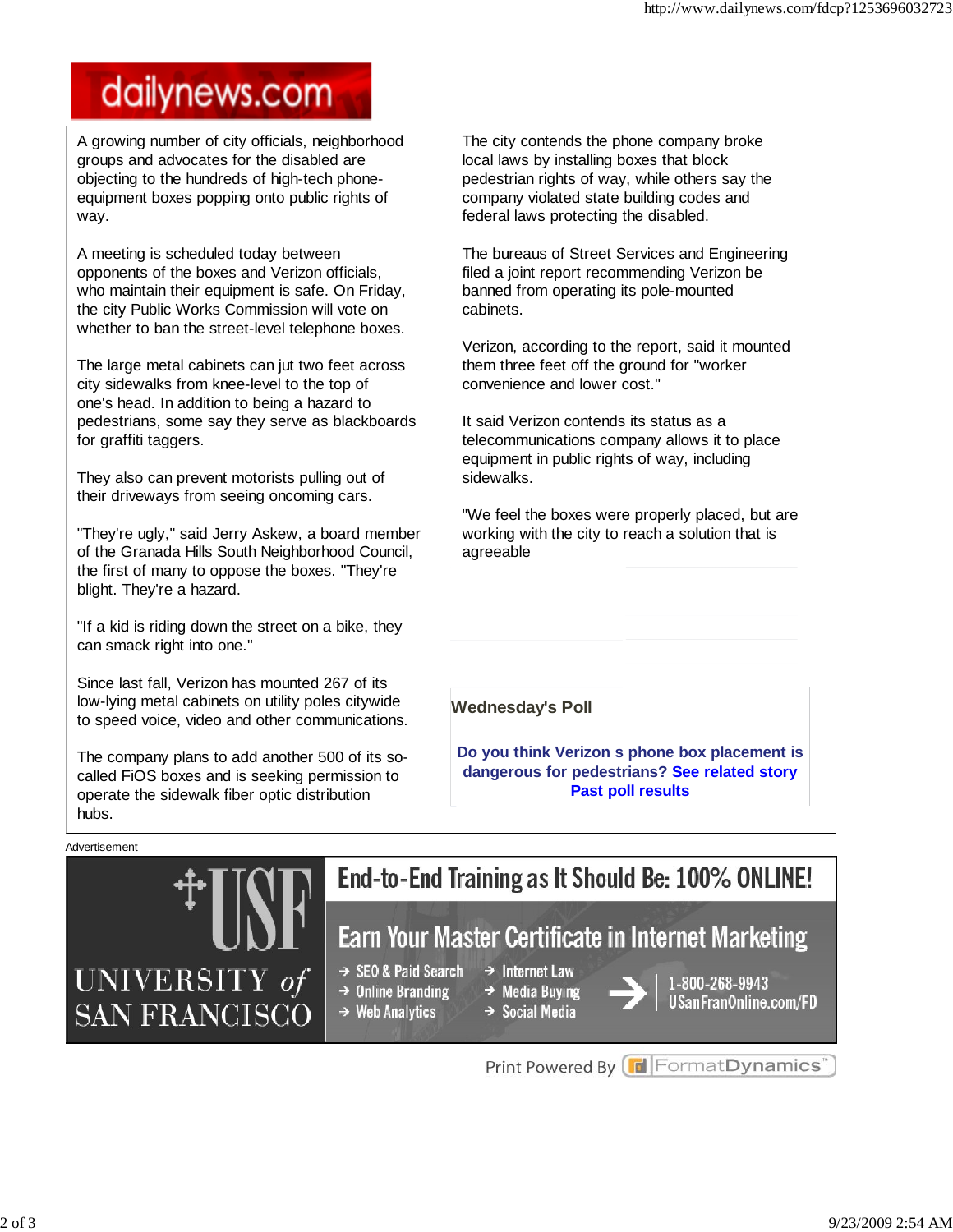A growing number of city officials, neighborhood groups and advocates for the disabled are objecting to the hundreds of high-tech phone-equipment boxes popping onto public rights of way.

A meeting is scheduled today between opponents of the boxes and Verizon officials, who maintain their equipment is safe. On Friday, the city Public Works Commission will vote on whether to ban the street-level telephone boxes.

The large metal cabinets can jut two feet across city sidewalks from knee-level to the top of one's head. In addition to being a hazard to pedestrians, some say they serve as blackboards for graffiti taggers.

They also can prevent motorists pulling out of their driveways from seeing oncoming cars.

"They're ugly," said Jerry Askew, a board member of the Granada Hills South Neighborhood Council, the first of many to oppose the boxes. "They're blight. They're a hazard.

"If a kid is riding down the street on a bike, they can smack right into one."

Since last fall, Verizon has mounted 267 of its low-lying metal cabinets on utility poles citywide to speed voice, video and other communications.

The company plans to add another 500 of its so-called FiOS boxes and is seeking permission to operate the sidewalk fiber optic distribution hubs.

The city contends the phone company broke local laws by installing boxes that block pedestrian rights of way, while others say the company violated state building codes and federal laws protecting the disabled.

The bureaus of Street Services and Engineering filed a joint report recommending Verizon be banned from operating its pole-mounted cabinets.

Verizon, according to the report, said it mounted them three feet off the ground for "worker convenience and lower cost."

It said Verizon contends its status as a telecommunications company allows it to place equipment in public rights of way, including sidewalks.

"We feel the boxes were properly placed, but are working with the city to reach a solution that is agreeable

**Wednesday's Poll**

**Do you think Verizon s phone box placement is dangerous for pedestrians? See related story**
**Past poll results**

Advertisement

USF UNIVERSITY of SAN FRANCISCO

End-to-End Training as It Should Be: 100% ONLINE!

Earn Your Master Certificate in Internet Marketing

- SEO & Paid Search
- Online Branding
- Web Analytics
- Internet Law
- Media Buying
- Social Media

1-800-268-9943
USanFranOnline.com/FD

Print Powered By FormatDynamics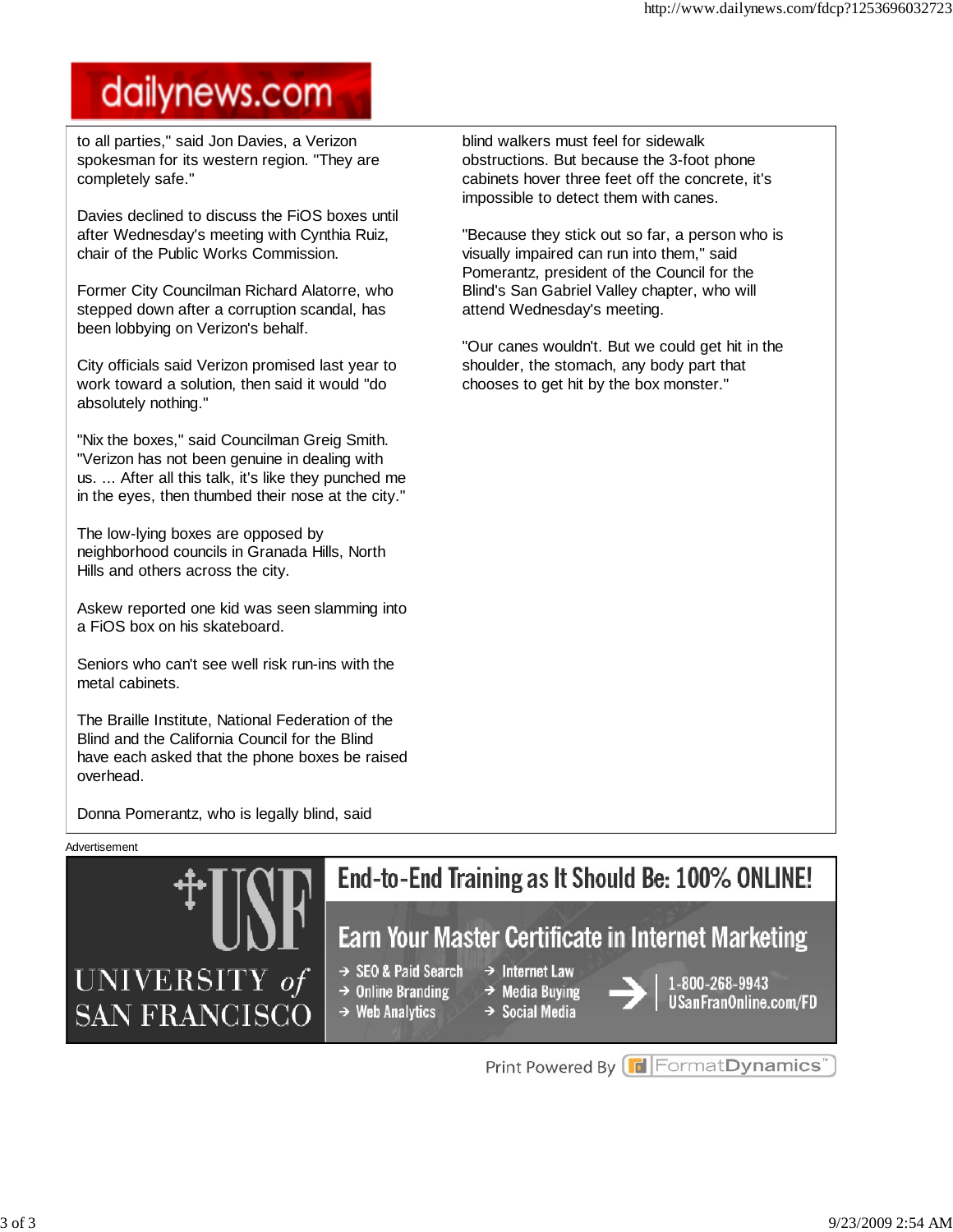to all parties," said Jon Davies, a Verizon spokesman for its western region. "They are completely safe."

Davies declined to discuss the FiOS boxes until after Wednesday's meeting with Cynthia Ruiz, chair of the Public Works Commission.

Former City Councilman Richard Alatorre, who stepped down after a corruption scandal, has been lobbying on Verizon's behalf.

City officials said Verizon promised last year to work toward a solution, then said it would "do absolutely nothing."

"Nix the boxes," said Councilman Greig Smith. "Verizon has not been genuine in dealing with us. ... After all this talk, it's like they punched me in the eyes, then thumbed their nose at the city."

The low-lying boxes are opposed by neighborhood councils in Granada Hills, North Hills and others across the city.

Askew reported one kid was seen slamming into a FiOS box on his skateboard.

Seniors who can't see well risk run-ins with the metal cabinets.

The Braille Institute, National Federation of the Blind and the California Council for the Blind have each asked that the phone boxes be raised overhead.

Donna Pomerantz, who is legally blind, said blind walkers must feel for sidewalk obstructions. But because the 3-foot phone cabinets hover three feet off the concrete, it's impossible to detect them with canes.

"Because they stick out so far, a person who is visually impaired can run into them," said Pomerantz, president of the Council for the Blind's San Gabriel Valley chapter, who will attend Wednesday's meeting.

"Our canes wouldn't. But we could get hit in the shoulder, the stomach, any body part that chooses to get hit by the box monster."